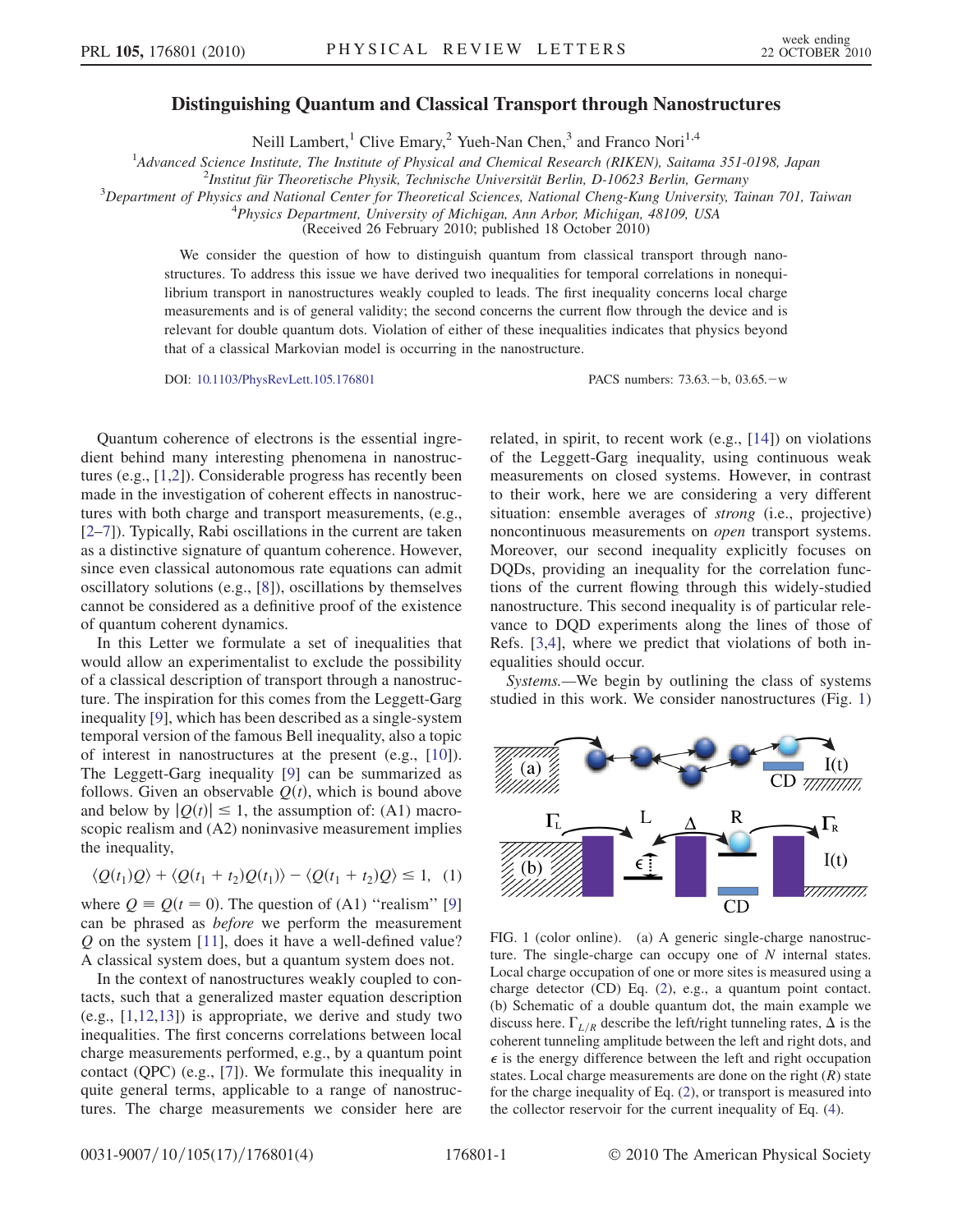# Distinguishing Quantum and Classical Transport through Nanostructures

Neill Lambert,[1] Clive Emary,[2] Yueh-Nan Chen,[3] and Franco Nori[1,4]

[1]*Advanced Science Institute, The Institute of Physical and Chemical Research (RIKEN), Saitama 351-0198, Japan*
[2]*Institut für Theoretische Physik, Technische Universität Berlin, D-10623 Berlin, Germany*
[3]*Department of Physics and National Center for Theoretical Sciences, National Cheng-Kung University, Tainan 701, Taiwan*
[4]*Physics Department, University of Michigan, Ann Arbor, Michigan, 48109, USA*
(Received 26 February 2010; published 18 October 2010)

We consider the question of how to distinguish quantum from classical transport through nanostructures. To address this issue we have derived two inequalities for temporal correlations in nonequilibrium transport in nanostructures weakly coupled to leads. The first inequality concerns local charge measurements and is of general validity; the second concerns the current flow through the device and is relevant for double quantum dots. Violation of either of these inequalities indicates that physics beyond that of a classical Markovian model is occurring in the nanostructure.

DOI: 10.1103/PhysRevLett.105.176801 PACS numbers: 73.63.−b, 03.65.−w

Quantum coherence of electrons is the essential ingredient behind many interesting phenomena in nanostructures (e.g., [1,2]). Considerable progress has recently been made in the investigation of coherent effects in nanostructures with both charge and transport measurements, (e.g., [2–7]). Typically, Rabi oscillations in the current are taken as a distinctive signature of quantum coherence. However, since even classical autonomous rate equations can admit oscillatory solutions (e.g., [8]), oscillations by themselves cannot be considered as a definitive proof of the existence of quantum coherent dynamics.

In this Letter we formulate a set of inequalities that would allow an experimentalist to exclude the possibility of a classical description of transport through a nanostructure. The inspiration for this comes from the Leggett-Garg inequality [9], which has been described as a single-system temporal version of the famous Bell inequality, also a topic of interest in nanostructures at the present (e.g., [10]). The Leggett-Garg inequality [9] can be summarized as follows. Given an observable $Q(t)$, which is bound above and below by $|Q(t)| \leq 1$, the assumption of: (A1) macroscopic realism and (A2) noninvasive measurement implies the inequality,

$$\langle Q(t_1)Q\rangle + \langle Q(t_1 + t_2)Q(t_1)\rangle - \langle Q(t_1 + t_2)Q\rangle \leq 1, \quad (1)$$

where $Q \equiv Q(t = 0)$. The question of (A1) "realism" [9] can be phrased as *before* we perform the measurement $Q$ on the system [11], does it have a well-defined value? A classical system does, but a quantum system does not.

In the context of nanostructures weakly coupled to contacts, such that a generalized master equation description (e.g., [1,12,13]) is appropriate, we derive and study two inequalities. The first concerns correlations between local charge measurements performed, e.g., by a quantum point contact (QPC) (e.g., [7]). We formulate this inequality in quite general terms, applicable to a range of nanostructures. The charge measurements we consider here are related, in spirit, to recent work (e.g., [14]) on violations of the Leggett-Garg inequality, using continuous weak measurements on closed systems. However, in contrast to their work, here we are considering a very different situation: ensemble averages of *strong* (i.e., projective) noncontinuous measurements on *open* transport systems. Moreover, our second inequality explicitly focuses on DQDs, providing an inequality for the correlation functions of the current flowing through this widely-studied nanostructure. This second inequality is of particular relevance to DQD experiments along the lines of those of Refs. [3,4], where we predict that violations of both inequalities should occur.

*Systems.*—We begin by outlining the class of systems studied in this work. We consider nanostructures (Fig. 1)

FIG. 1 (color online). (a) A generic single-charge nanostructure. The single-charge can occupy one of $N$ internal states. Local charge occupation of one or more sites is measured using a charge detector (CD) Eq. (2), e.g., a quantum point contact. (b) Schematic of a double quantum dot, the main example we discuss here. $\Gamma_{L/R}$ describe the left/right tunneling rates, $\Delta$ is the coherent tunneling amplitude between the left and right dots, and $\epsilon$ is the energy difference between the left and right occupation states. Local charge measurements are done on the right ($R$) state for the charge inequality of Eq. (2), or transport is measured into the collector reservoir for the current inequality of Eq. (4).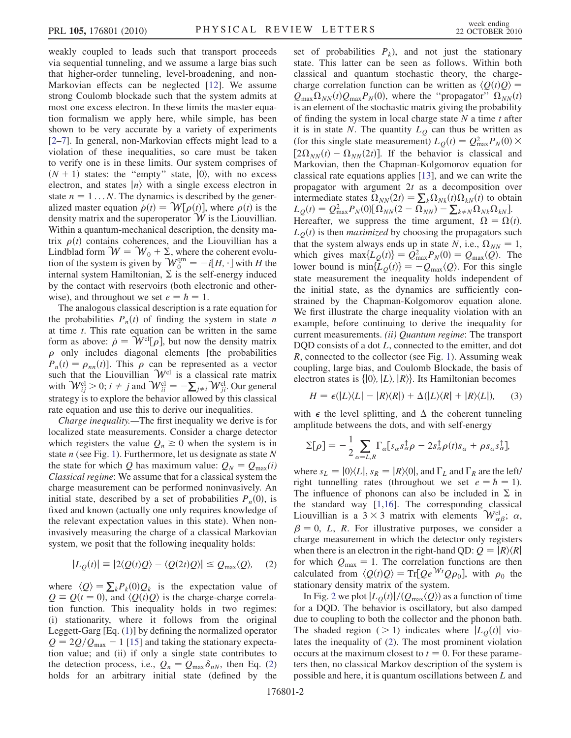weakly coupled to leads such that transport proceeds via sequential tunneling, and we assume a large bias such that higher-order tunneling, level-broadening, and non-Markovian effects can be neglected [12]. We assume strong Coulomb blockade such that the system admits at most one excess electron. In these limits the master equation formalism we apply here, while simple, has been shown to be very accurate by a variety of experiments [2–7]. In general, non-Markovian effects might lead to a violation of these inequalities, so care must be taken to verify one is in these limits. Our system comprises of $(N+1)$ states: the "empty" state, $|0\rangle$, with no excess electron, and states $|n\rangle$ with a single excess electron in state $n = 1 \dots N$. The dynamics is described by the generalized master equation $\dot{\rho}(t) = \mathcal{W}[\rho(t)]$, where $\rho(t)$ is the density matrix and the superoperator $\mathcal{W}$ is the Liouvillian. Within a quantum-mechanical description, the density matrix $\rho(t)$ contains coherences, and the Liouvillian has a Lindblad form $\mathcal{W} = \mathcal{W}_0 + \Sigma$, where the coherent evolution of the system is given by $\mathcal{W}_0^{\rm qm} = -i[H, \cdot]$ with $H$ the internal system Hamiltonian, $\Sigma$ is the self-energy induced by the contact with reservoirs (both electronic and otherwise), and throughout we set $e = \hbar = 1$.

The analogous classical description is a rate equation for the probabilities $P_n(t)$ of finding the system in state $n$ at time $t$. This rate equation can be written in the same form as above: $\dot{\rho} = \mathcal{W}^{\rm cl}[\rho]$, but now the density matrix $\rho$ only includes diagonal elements [the probabilities $P_n(t) = \rho_{nn}(t)$]. This $\rho$ can be represented as a vector such that the Liouvillian $\mathcal{W}^{\rm cl}$ is a classical rate matrix with $\mathcal{W}^{\rm cl}_{ij} > 0$; $i \neq j$ and $\mathcal{W}^{\rm cl}_{ii} = -\sum_{j\neq i}\mathcal{W}^{\rm cl}_{ji}$. Our general strategy is to explore the behavior allowed by this classical rate equation and use this to derive our inequalities.

*Charge inequality.*—The first inequality we derive is for localized state measurements. Consider a charge detector which registers the value $Q_n \geq 0$ when the system is in state $n$ (see Fig. 1). Furthermore, let us designate as state $N$ the state for which $Q$ has maximum value: $Q_N = Q_{\rm max}$ *(i) Classical regime*: We assume that for a classical system the charge measurement can be performed noninvasively. An initial state, described by a set of probabilities $P_n(0)$, is fixed and known (actually one only requires knowledge of the relevant expectation values in this state). When noninvasively measuring the charge of a classical Markovian system, we posit that the following inequality holds:

$$|L_Q(t)| \equiv |2\langle Q(t)Q\rangle - \langle Q(2t)Q\rangle| \leq Q_{\rm max}\langle Q\rangle, \quad (2)$$

where $\langle Q\rangle = \sum_k P_k(0)Q_k$ is the expectation value of $Q \equiv Q(t=0)$, and $\langle Q(t)Q\rangle$ is the charge-charge correlation function. This inequality holds in two regimes: (i) stationarity, where it follows from the original Leggett-Garg [Eq. (1)] by defining the normalized operator $Q = 2Q/Q_{\rm max} - 1$ [15] and taking the stationary expectation value; and (ii) if only a single state contributes to the detection process, i.e., $Q_n = Q_{\rm max}\delta_{nN}$, then Eq. (2) holds for an arbitrary initial state (defined by the set of probabilities $P_k$), and not just the stationary state. This latter can be seen as follows. Within both classical and quantum stochastic theory, the charge-charge correlation function can be written as $\langle Q(t)Q\rangle = Q_{\rm max}\Omega_{NN}(t)Q_{\rm max}P_N(0)$, where the "propagator" $\Omega_{NN}(t)$ is an element of the stochastic matrix giving the probability of finding the system in local charge state $N$ a time $t$ after it is in state $N$. The quantity $L_Q$ can thus be written as (for this single state measurement) $L_Q(t) = Q^2_{\rm max}P_N(0) \times [2\Omega_{NN}(t) - \Omega_{NN}(2t)]$. If the behavior is classical and Markovian, then the Chapman-Kolgomorov equation for classical rate equations applies [13], and we can write the propagator with argument $2t$ as a decomposition over intermediate states $\Omega_{NN}(2t) = \sum_k \Omega_{Nk}(t)\Omega_{kN}(t)$ to obtain $L_Q(t) = Q^2_{\rm max}P_N(0)[\Omega_{NN}(2 - \Omega_{NN}) - \sum_{k\neq N}\Omega_{Nk}\Omega_{kN}]$. Hereafter, we suppress the time argument, $\Omega = \Omega(t)$. $L_Q(t)$ is then *maximized* by choosing the propagators such that the system always ends up in state $N$, i.e., $\Omega_{NN} = 1$, which gives $\max\{L_Q(t)\} = Q^2_{\rm max}P_N(0) = Q_{\rm max}\langle Q\rangle$. The lower bound is $\min\{L_Q(t)\} = -Q_{\rm max}\langle Q\rangle$. For this single state measurement the inequality holds independent of the initial state, as the dynamics are sufficiently constrained by the Chapman-Kolgomorov equation alone. We first illustrate the charge inequality violation with an example, before continuing to derive the inequality for current measurements. *(ii) Quantum regime*: The transport DQD consists of a dot $L$, connected to the emitter, and dot $R$, connected to the collector (see Fig. 1). Assuming weak coupling, large bias, and Coulomb Blockade, the basis of electron states is $\{|0\rangle, |L\rangle, |R\rangle\}$. Its Hamiltonian becomes

$$H = \epsilon(|L\rangle\langle L| - |R\rangle\langle R|) + \Delta(|L\rangle\langle R| + |R\rangle\langle L|), \quad (3)$$

with $\epsilon$ the level splitting, and $\Delta$ the coherent tunneling amplitude betweens the dots, and with self-energy

$$\Sigma[\rho] = -\frac{1}{2}\sum_{\alpha=L,R}\Gamma_\alpha[s_\alpha s^\dagger_\alpha\rho - 2s^\dagger_\alpha\rho(t)s_\alpha + \rho s_\alpha s^\dagger_\alpha],$$

where $s_L = |0\rangle\langle L|$, $s_R = |R\rangle\langle 0|$, and $\Gamma_L$ and $\Gamma_R$ are the left/right tunnelling rates (throughout we set $e = \hbar = 1$). The influence of phonons can also be included in $\Sigma$ in the standard way [1,16]. The corresponding classical Liouvillian is a $3\times 3$ matrix with elements $\mathcal{W}^{\rm cl}_{\alpha\beta}$; $\alpha, \beta = 0, L, R$. For illustrative purposes, we consider a charge measurement in which the detector only registers when there is an electron in the right-hand QD: $Q = |R\rangle\langle R|$ for which $Q_{\rm max} = 1$. The correlation functions are then calculated from $\langle Q(t)Q\rangle = {\rm Tr}[Qe^{\mathcal{W}t}Q\rho_0]$, with $\rho_0$ the stationary density matrix of the system.

In Fig. 2 we plot $|L_Q(t)|/(Q_{\rm max}\langle Q\rangle)$ as a function of time for a DQD. The behavior is oscillatory, but also damped due to coupling to both the collector and the phonon bath. The shaded region ($>1$) indicates where $|L_Q(t)|$ violates the inequality of (2). The most prominent violation occurs at the maximum closest to $t = 0$. For these parameters then, no classical Markov description of the system is possible and here, it is quantum oscillations between $L$ and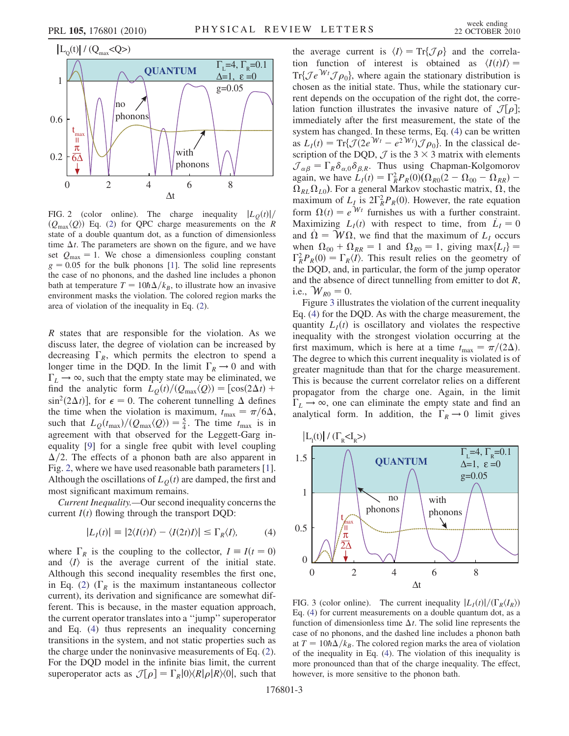FIG. 2 (color online). The charge inequality $|L_Q(t)|/(Q_{\max}\langle Q\rangle)$ Eq. (2) for QPC charge measurements on the $R$ state of a double quantum dot, as a function of dimensionless time $\Delta t$. The parameters are shown on the figure, and we have set $Q_{\max} = 1$. We chose a dimensionless coupling constant $g = 0.05$ for the bulk phonons [1]. The solid line represents the case of no phonons, and the dashed line includes a phonon bath at temperature $T = 10\hbar\Delta/k_B$, to illustrate how an invasive environment masks the violation. The colored region marks the area of violation of the inequality in Eq. (2).

$R$ states that are responsible for the violation. As we discuss later, the degree of violation can be increased by decreasing $\Gamma_R$, which permits the electron to spend a longer time in the DQD. In the limit $\Gamma_R \to 0$ and with $\Gamma_L \to \infty$, such that the empty state may be eliminated, we find the analytic form $L_Q(t)/(Q_{\max}\langle Q\rangle) = [\cos(2\Delta t) + \sin^2(2\Delta t)]$, for $\epsilon = 0$. The coherent tunnelling $\Delta$ defines the time when the violation is maximum, $t_{\max} = \pi/6\Delta$, such that $L_Q(t_{\max})/(Q_{\max}\langle Q\rangle) = \frac{5}{4}$. The time $t_{\max}$ is in agreement with that observed for the Leggett-Garg inequality [9] for a single free qubit with level coupling $\Delta/2$. The effects of a phonon bath are also apparent in Fig. 2, where we have used reasonable bath parameters [1]. Although the oscillations of $L_Q(t)$ are damped, the first and most significant maximum remains.

*Current Inequality.*—Our second inequality concerns the current $I(t)$ flowing through the transport DQD:

$$|L_I(t)| \equiv |2\langle I(t)I\rangle - \langle I(2t)I\rangle| \leq \Gamma_R\langle I\rangle, \tag{4}$$

where $\Gamma_R$ is the coupling to the collector, $I \equiv I(t = 0)$ and $\langle I\rangle$ is the average current of the initial state. Although this second inequality resembles the first one, in Eq. (2) ($\Gamma_R$ is the maximum instantaneous collector current), its derivation and significance are somewhat different. This is because, in the master equation approach, the current operator translates into a "jump" superoperator and Eq. (4) thus represents an inequality concerning transitions in the system, and not static properties such as the charge under the noninvasive measurements of Eq. (2). For the DQD model in the infinite bias limit, the current superoperator acts as $\mathcal{J}[\rho] = \Gamma_R|0\rangle\langle R|\rho|R\rangle\langle 0|$, such that the average current is $\langle I\rangle = \mathrm{Tr}\{\mathcal{J}\rho\}$ and the correlation function of interest is obtained as $\langle I(t)I\rangle = \mathrm{Tr}\{\mathcal{J}e^{\mathcal{W}t}\mathcal{J}\rho_0\}$, where again the stationary distribution is chosen as the initial state. Thus, while the stationary current depends on the occupation of the right dot, the correlation function illustrates the invasive nature of $\mathcal{J}[\rho]$; immediately after the first measurement, the state of the system has changed. In these terms, Eq. (4) can be written as $L_I(t) = \mathrm{Tr}\{\mathcal{J}(2e^{\mathcal{W}t} - e^{2\mathcal{W}t})\mathcal{J}\rho_0\}$. In the classical description of the DQD, $\mathcal{J}$ is the $3\times 3$ matrix with elements $\mathcal{J}_{\alpha\beta} = \Gamma_R\delta_{\alpha,0}\delta_{\beta,R}$. Thus using Chapman-Kolgomorov again, we have $L_I(t) = \Gamma_R^2 P_R(0)(\Omega_{R0}(2 - \Omega_{00} - \Omega_{RR}) - \Omega_{RL}\Omega_{L0})$. For a general Markov stochastic matrix, $\Omega$, the maximum of $L_I$ is $2\Gamma_R^2 P_R(0)$. However, the rate equation form $\Omega(t) = e^{\mathcal{W}t}$ furnishes us with a further constraint. Maximizing $L_I(t)$ with respect to time, from $\dot{L}_I = 0$ and $\dot{\Omega} = \mathcal{W}\Omega$, we find that the maximum of $L_I$ occurs when $\Omega_{00} + \Omega_{RR} = 1$ and $\Omega_{R0} = 1$, giving $\max\{L_I\} = \Gamma_R^2 P_R(0) = \Gamma_R\langle I\rangle$. This result relies on the geometry of the DQD, and, in particular, the form of the jump operator and the absence of direct tunnelling from emitter to dot $R$, i.e., $\mathcal{W}_{R0} = 0$.

Figure 3 illustrates the violation of the current inequality Eq. (4) for the DQD. As with the charge measurement, the quantity $L_I(t)$ is oscillatory and violates the respective inequality with the strongest violation occurring at the first maximum, which is here at a time $t_{\max} = \pi/(2\Delta)$. The degree to which this current inequality is violated is of greater magnitude than that for the charge measurement. This is because the current correlator relies on a different propagator from the charge one. Again, in the limit $\Gamma_L \to \infty$, one can eliminate the empty state and find an analytical form. In addition, the $\Gamma_R \to 0$ limit gives

FIG. 3 (color online). The current inequality $|L_I(t)|/(\Gamma_R\langle I_R\rangle)$ Eq. (4) for current measurements on a double quantum dot, as a function of dimensionless time $\Delta t$. The solid line represents the case of no phonons, and the dashed line includes a phonon bath at $T = 10\hbar\Delta/k_B$. The colored region marks the area of violation of the inequality in Eq. (4). The violation of this inequality is more pronounced than that of the charge inequality. The effect, however, is more sensitive to the phonon bath.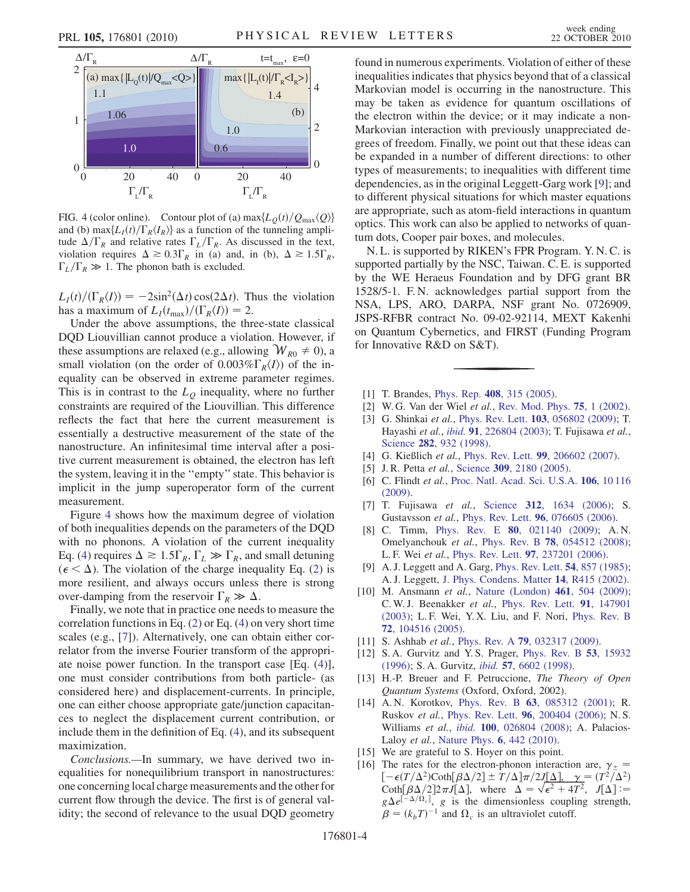$\Delta/\Gamma_R$

(a) $\max\{|L_Q(t)|/Q_{max}\langle Q\rangle\}$

1.1

1.06

1.0

$\Gamma_L/\Gamma_R$

$\Delta/\Gamma_R$

$t=t_{max}$, $\epsilon=0$

$\max\{|L_I(t)|/\Gamma_R\langle I_R\rangle\}$

1.4

(b)

1.0

0.6

$\Gamma_L/\Gamma_R$

FIG. 4 (color online). Contour plot of (a) $\max\{L_Q(t)/Q_{max}\langle Q\rangle\}$ and (b) $\max\{L_I(t)/\Gamma_R\langle I_R\rangle\}$ as a function of the tunneling amplitude $\Delta/\Gamma_R$ and relative rates $\Gamma_L/\Gamma_R$. As discussed in the text, violation requires $\Delta \gtrsim 0.3\Gamma_R$ in (a) and, in (b), $\Delta \gtrsim 1.5\Gamma_R$, $\Gamma_L/\Gamma_R \gg 1$. The phonon bath is excluded.

$L_I(t)/(\Gamma_R\langle I\rangle) = -2\sin^2(\Delta t)\cos(2\Delta t)$. Thus the violation has a maximum of $L_I(t_{max})/(\Gamma_R\langle I\rangle) = 2$.

Under the above assumptions, the three-state classical DQD Liouvillian cannot produce a violation. However, if these assumptions are relaxed (e.g., allowing $\mathcal{W}_{R0} \neq 0$), a small violation (on the order of $0.003\%\Gamma_R\langle I\rangle$) of the inequality can be observed in extreme parameter regimes. This is in contrast to the $L_Q$ inequality, where no further constraints are required of the Liouvillian. This difference reflects the fact that here the current measurement is essentially a destructive measurement of the state of the nanostructure. An infinitesimal time interval after a positive current measurement is obtained, the electron has left the system, leaving it in the "empty" state. This behavior is implicit in the jump superoperator form of the current measurement.

Figure 4 shows how the maximum degree of violation of both inequalities depends on the parameters of the DQD with no phonons. A violation of the current inequality Eq. (4) requires $\Delta \gtrsim 1.5\Gamma_R$, $\Gamma_L \gg \Gamma_R$, and small detuning ($\epsilon < \Delta$). The violation of the charge inequality Eq. (2) is more resilient, and always occurs unless there is strong over-damping from the reservoir $\Gamma_R \gg \Delta$.

Finally, we note that in practice one needs to measure the correlation functions in Eq. (2) or Eq. (4) on very short time scales (e.g., [7]). Alternatively, one can obtain either correlator from the inverse Fourier transform of the appropriate noise power function. In the transport case [Eq. (4)], one must consider contributions from both particle- (as considered here) and displacement-currents. In principle, one can either choose appropriate gate/junction capacitances to neglect the displacement current contribution, or include them in the definition of Eq. (4), and its subsequent maximization.

*Conclusions.*—In summary, we have derived two inequalities for nonequilibrium transport in nanostructures: one concerning local charge measurements and the other for current flow through the device. The first is of general validity; the second of relevance to the usual DQD geometry found in numerous experiments. Violation of either of these inequalities indicates that physics beyond that of a classical Markovian model is occurring in the nanostructure. This may be taken as evidence for quantum oscillations of the electron within the device; or it may indicate a non-Markovian interaction with previously unappreciated degrees of freedom. Finally, we point out that these ideas can be expanded in a number of different directions: to other types of measurements; to inequalities with different time dependencies, as in the original Leggett-Garg work [9]; and to different physical situations for which master equations are appropriate, such as atom-field interactions in quantum optics. This work can also be applied to networks of quantum dots, Cooper pair boxes, and molecules.

N. L. is supported by RIKEN's FPR Program. Y. N. C. is supported partially by the NSC, Taiwan. C. E. is supported by the WE Heraeus Foundation and by DFG grant BR 1528/5-1. F. N. acknowledges partial support from the NSA, LPS, ARO, DARPA, NSF grant No. 0726909, JSPS-RFBR contract No. 09-02-92114, MEXT Kakenhi on Quantum Cybernetics, and FIRST (Funding Program for Innovative R&D on S&T).

[1] T. Brandes, Phys. Rep. **408**, 315 (2005).
[2] W. G. Van der Wiel *et al.*, Rev. Mod. Phys. **75**, 1 (2002).
[3] G. Shinkai *et al.*, Phys. Rev. Lett. **103**, 056802 (2009); T. Hayashi *et al.*, *ibid.* **91**, 226804 (2003); T. Fujisawa *et al.*, Science **282**, 932 (1998).
[4] G. Kießlich *et al.*, Phys. Rev. Lett. **99**, 206602 (2007).
[5] J. R. Petta *et al.*, Science **309**, 2180 (2005).
[6] C. Flindt *et al.*, Proc. Natl. Acad. Sci. U.S.A. **106**, 10 116 (2009).
[7] T. Fujisawa *et al.*, Science **312**, 1634 (2006); S. Gustavsson *et al.*, Phys. Rev. Lett. **96**, 076605 (2006).
[8] C. Timm, Phys. Rev. E **80**, 021140 (2009); A. N. Omelyanchouk *et al.*, Phys. Rev. B **78**, 054512 (2008); L. F. Wei *et al.*, Phys. Rev. Lett. **97**, 237201 (2006).
[9] A. J. Leggett and A. Garg, Phys. Rev. Lett. **54**, 857 (1985); A. J. Leggett, J. Phys. Condens. Matter **14**, R415 (2002).
[10] M. Ansmann *et al.*, Nature (London) **461**, 504 (2009); C. W. J. Beenakker *et al.*, Phys. Rev. Lett. **91**, 147901 (2003); L. F. Wei, Y. X. Liu, and F. Nori, Phys. Rev. B **72**, 104516 (2005).
[11] S. Ashhab *et al.*, Phys. Rev. A **79**, 032317 (2009).
[12] S. A. Gurvitz and Y. S. Prager, Phys. Rev. B **53**, 15932 (1996); S. A. Gurvitz, *ibid.* **57**, 6602 (1998).
[13] H.-P. Breuer and F. Petruccione, *The Theory of Open Quantum Systems* (Oxford, Oxford, 2002).
[14] A. N. Korotkov, Phys. Rev. B **63**, 085312 (2001); R. Ruskov *et al.*, Phys. Rev. Lett. **96**, 200404 (2006); N. S. Williams *et al.*, *ibid.* **100**, 026804 (2008); A. Palacios-Laloy *et al.*, Nature Phys. **6**, 442 (2010).
[15] We are grateful to S. Hoyer on this point.
[16] The rates for the electron-phonon interaction are, $\gamma_\pm = [-\epsilon(T/\Delta^2)\mathrm{Coth}[\beta\Delta/2] \pm T/\Delta]\pi/2J[\Delta]$, $\gamma = (T^2/\Delta^2)\mathrm{Coth}[\beta\Delta/2]2\pi J[\Delta]$, where $\Delta = \sqrt{\epsilon^2 + 4T^2}$, $J[\Delta] := g\Delta e^{[-\Delta/\Omega_c]}$, $g$ is the dimensionless coupling strength, $\beta = (k_b T)^{-1}$ and $\Omega_c$ is an ultraviolet cutoff.